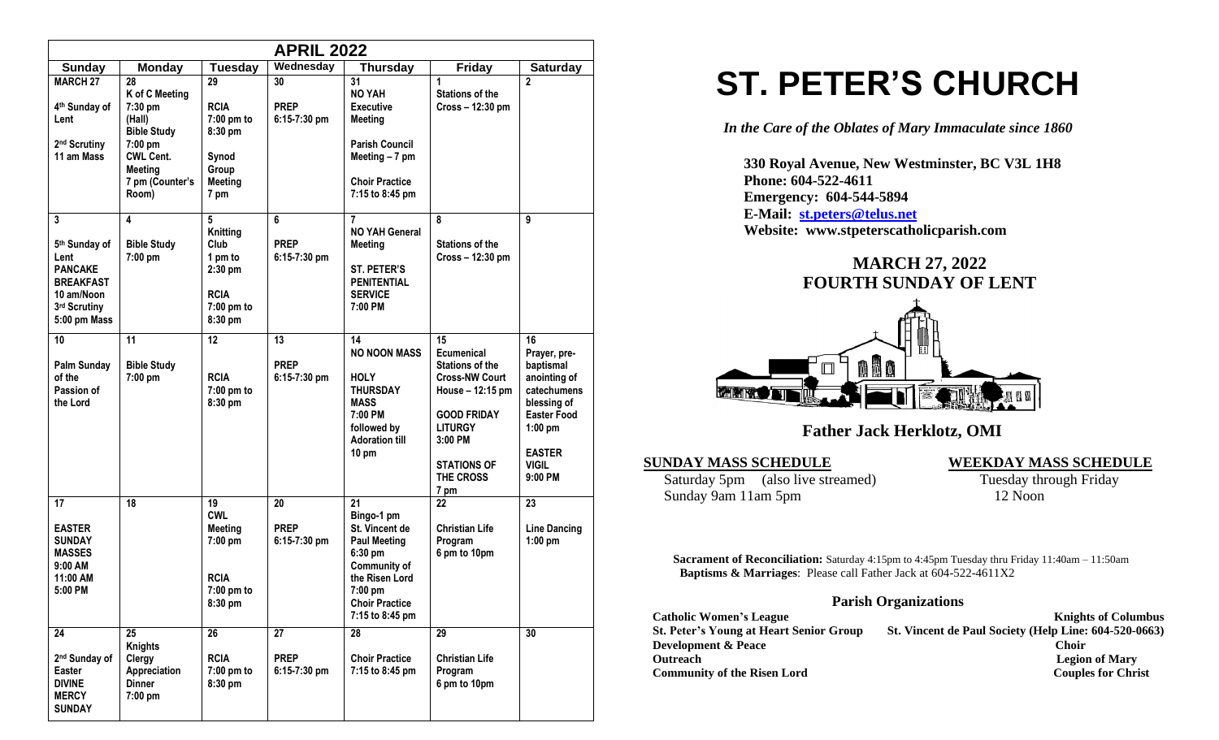| APRIL 2022 | | | | | | |
|---|---|---|---|---|---|---|
| **Sunday** | **Monday** | **Tuesday** | **Wednesday** | **Thursday** | **Friday** | **Saturday** |
| **MARCH 27**<br><br>4th Sunday of Lent<br><br>2nd Scrutiny 11 am Mass | 28<br>K of C Meeting 7:30 pm (Hall)<br>Bible Study 7:00 pm<br>CWL Cent. Meeting 7 pm (Counter's Room) | 29<br><br>RCIA 7:00 pm to 8:30 pm<br><br>Synod Group Meeting 7 pm | 30<br><br>PREP 6:15-7:30 pm | 31<br>NO YAH Executive Meeting<br><br>Parish Council Meeting – 7 pm<br><br>Choir Practice 7:15 to 8:45 pm | 1<br>Stations of the Cross – 12:30 pm | 2 |
| 3<br><br>5th Sunday of Lent<br>PANCAKE BREAKFAST 10 am/Noon<br>3rd Scrutiny 5:00 pm Mass | 4<br><br>Bible Study 7:00 pm | 5<br>Knitting Club 1 pm to 2:30 pm<br><br>RCIA 7:00 pm to 8:30 pm | 6<br><br>PREP 6:15-7:30 pm | 7<br>NO YAH General Meeting<br><br>ST. PETER'S PENITENTIAL SERVICE 7:00 PM | 8<br><br>Stations of the Cross – 12:30 pm | 9 |
| 10<br><br>Palm Sunday of the Passion of the Lord | 11<br><br>Bible Study 7:00 pm | 12<br><br>RCIA 7:00 pm to 8:30 pm | 13<br><br>PREP 6:15-7:30 pm | 14<br>NO NOON MASS<br><br>HOLY THURSDAY MASS 7:00 PM followed by Adoration till 10 pm | 15<br>Ecumenical Stations of the Cross-NW Court House – 12:15 pm<br><br>GOOD FRIDAY LITURGY 3:00 PM<br><br>STATIONS OF THE CROSS 7 pm | 16<br>Prayer, pre-baptismal anointing of catechumens blessing of Easter Food 1:00 pm<br><br>EASTER VIGIL 9:00 PM |
| 17<br><br>EASTER SUNDAY MASSES 9:00 AM 11:00 AM 5:00 PM | 18 | 19<br>CWL Meeting 7:00 pm<br><br>RCIA 7:00 pm to 8:30 pm | 20<br><br>PREP 6:15-7:30 pm | 21<br>Bingo-1 pm<br>St. Vincent de Paul Meeting 6:30 pm<br>Community of the Risen Lord 7:00 pm<br>Choir Practice 7:15 to 8:45 pm | 22<br><br>Christian Life Program 6 pm to 10pm | 23<br><br>Line Dancing 1:00 pm |
| 24<br><br>2nd Sunday of Easter<br>DIVINE MERCY SUNDAY | 25<br>Knights Clergy Appreciation Dinner 7:00 pm | 26<br><br>RCIA 7:00 pm to 8:30 pm | 27<br><br>PREP 6:15-7:30 pm | 28<br><br>Choir Practice 7:15 to 8:45 pm | 29<br><br>Christian Life Program 6 pm to 10pm | 30 |

# ST. PETER'S CHURCH

*In the Care of the Oblates of Mary Immaculate since 1860*

**330 Royal Avenue, New Westminster, BC V3L 1H8**
**Phone: 604-522-4611**
**Emergency: 604-544-5894**
**E-Mail: st.peters@telus.net**
**Website: www.stpeterscatholicparish.com**

## MARCH 27, 2022
## FOURTH SUNDAY OF LENT

**Father Jack Herklotz, OMI**

**SUNDAY MASS SCHEDULE**

Saturday 5pm (also live streamed)
Sunday 9am 11am 5pm

**WEEKDAY MASS SCHEDULE**

Tuesday through Friday
12 Noon

**Sacrament of Reconciliation:** Saturday 4:15pm to 4:45pm Tuesday thru Friday 11:40am – 11:50am
**Baptisms & Marriages**: Please call Father Jack at 604-522-4611X2

### Parish Organizations

**Catholic Women's League**
**St. Peter's Young at Heart Senior Group**
**Development & Peace**
**Outreach**
**Community of the Risen Lord**
**Knights of Columbus**
**St. Vincent de Paul Society (Help Line: 604-520-0663)**
**Choir**
**Legion of Mary**
**Couples for Christ**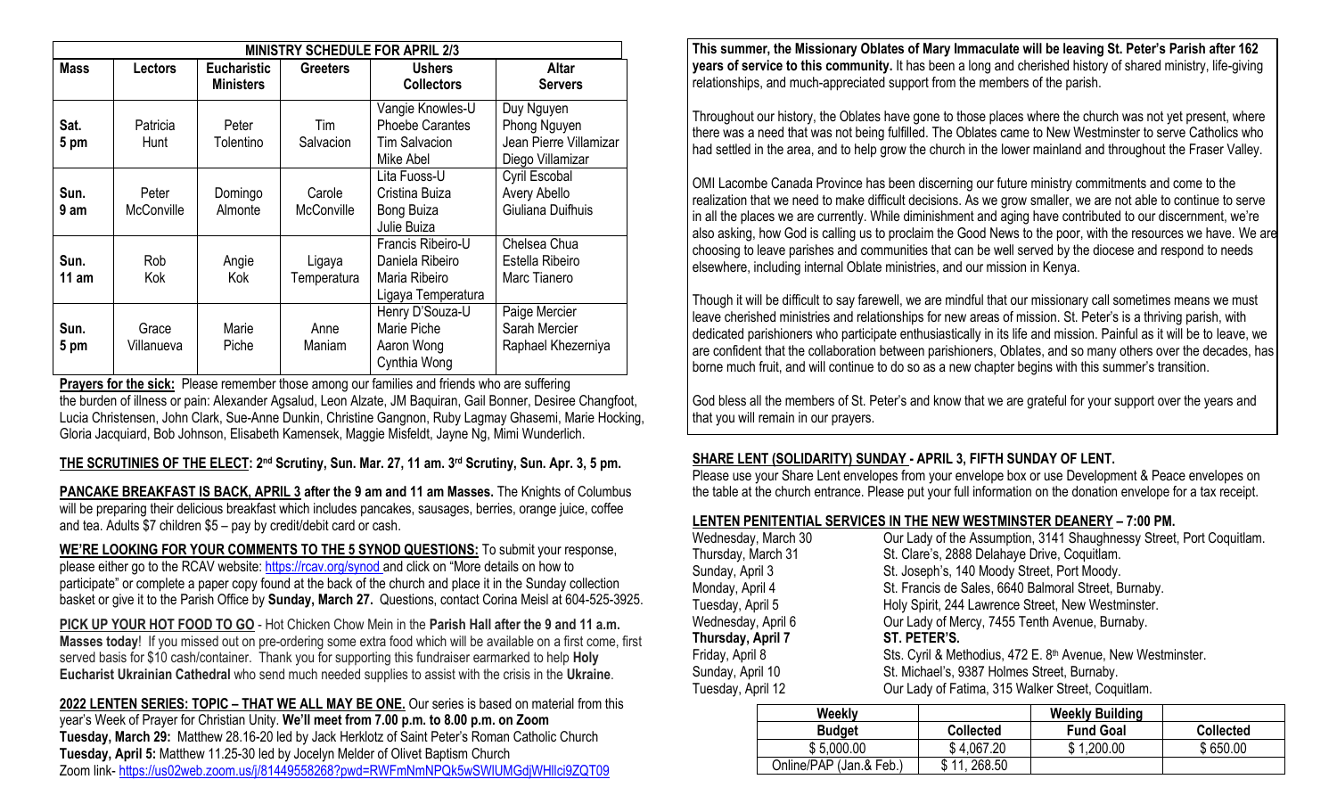| MINISTRY SCHEDULE FOR APRIL 2/3 | | | | | |
|---|---|---|---|---|---|
| **Mass** | **Lectors** | **Eucharistic Ministers** | **Greeters** | **Ushers Collectors** | **Altar Servers** |
| Sat. 5 pm | Patricia Hunt | Peter Tolentino | Tim Salvacion | Vangie Knowles-U<br>Phoebe Carantes<br>Tim Salvacion<br>Mike Abel | Duy Nguyen<br>Phong Nguyen<br>Jean Pierre Villamizar<br>Diego Villamizar |
| Sun. 9 am | Peter McConville | Domingo Almonte | Carole McConville | Lita Fuoss-U<br>Cristina Buiza<br>Bong Buiza<br>Julie Buiza | Cyril Escobal<br>Avery Abello<br>Giuliana Duifhuis |
| Sun. 11 am | Rob Kok | Angie Kok | Ligaya Temperatura | Francis Ribeiro-U<br>Daniela Ribeiro<br>Maria Ribeiro<br>Ligaya Temperatura | Chelsea Chua<br>Estella Ribeiro<br>Marc Tianero |
| Sun. 5 pm | Grace Villanueva | Marie Piche | Anne Maniam | Henry D'Souza-U<br>Marie Piche<br>Aaron Wong<br>Cynthia Wong | Paige Mercier<br>Sarah Mercier<br>Raphael Khezerniya |

**Prayers for the sick:** Please remember those among our families and friends who are suffering the burden of illness or pain: Alexander Agsalud, Leon Alzate, JM Baquiran, Gail Bonner, Desiree Changfoot, Lucia Christensen, John Clark, Sue-Anne Dunkin, Christine Gangnon, Ruby Lagmay Ghasemi, Marie Hocking, Gloria Jacquiard, Bob Johnson, Elisabeth Kamensek, Maggie Misfeldt, Jayne Ng, Mimi Wunderlich.

**THE SCRUTINIES OF THE ELECT: 2nd Scrutiny, Sun. Mar. 27, 11 am. 3rd Scrutiny, Sun. Apr. 3, 5 pm.**

**PANCAKE BREAKFAST IS BACK, APRIL 3 after the 9 am and 11 am Masses.** The Knights of Columbus will be preparing their delicious breakfast which includes pancakes, sausages, berries, orange juice, coffee and tea. Adults $7 children $5 – pay by credit/debit card or cash.

**WE'RE LOOKING FOR YOUR COMMENTS TO THE 5 SYNOD QUESTIONS:** To submit your response, please either go to the RCAV website: https://rcav.org/synod and click on "More details on how to participate" or complete a paper copy found at the back of the church and place it in the Sunday collection basket or give it to the Parish Office by **Sunday, March 27.** Questions, contact Corina Meisl at 604-525-3925.

**PICK UP YOUR HOT FOOD TO GO** - Hot Chicken Chow Mein in the **Parish Hall after the 9 and 11 a.m. Masses today**! If you missed out on pre-ordering some extra food which will be available on a first come, first served basis for $10 cash/container. Thank you for supporting this fundraiser earmarked to help **Holy Eucharist Ukrainian Cathedral** who send much needed supplies to assist with the crisis in the **Ukraine**.

**2022 LENTEN SERIES: TOPIC – THAT WE ALL MAY BE ONE.** Our series is based on material from this year's Week of Prayer for Christian Unity. **We'll meet from 7.00 p.m. to 8.00 p.m. on Zoom**
**Tuesday, March 29:** Matthew 28.16-20 led by Jack Herklotz of Saint Peter's Roman Catholic Church
**Tuesday, April 5:** Matthew 11.25-30 led by Jocelyn Melder of Olivet Baptism Church
Zoom link- https://us02web.zoom.us/j/81449558268?pwd=RWFmNmNPQk5wSWlUMGdjWHllci9ZQT09

**This summer, the Missionary Oblates of Mary Immaculate will be leaving St. Peter's Parish after 162 years of service to this community.** It has been a long and cherished history of shared ministry, life-giving relationships, and much-appreciated support from the members of the parish.

Throughout our history, the Oblates have gone to those places where the church was not yet present, where there was a need that was not being fulfilled. The Oblates came to New Westminster to serve Catholics who had settled in the area, and to help grow the church in the lower mainland and throughout the Fraser Valley.

OMI Lacombe Canada Province has been discerning our future ministry commitments and come to the realization that we need to make difficult decisions. As we grow smaller, we are not able to continue to serve in all the places we are currently. While diminishment and aging have contributed to our discernment, we're also asking, how God is calling us to proclaim the Good News to the poor, with the resources we have. We are choosing to leave parishes and communities that can be well served by the diocese and respond to needs elsewhere, including internal Oblate ministries, and our mission in Kenya.

Though it will be difficult to say farewell, we are mindful that our missionary call sometimes means we must leave cherished ministries and relationships for new areas of mission. St. Peter's is a thriving parish, with dedicated parishioners who participate enthusiastically in its life and mission. Painful as it will be to leave, we are confident that the collaboration between parishioners, Oblates, and so many others over the decades, has borne much fruit, and will continue to do so as a new chapter begins with this summer's transition.

God bless all the members of St. Peter's and know that we are grateful for your support over the years and that you will remain in our prayers.

## SHARE LENT (SOLIDARITY) SUNDAY - APRIL 3, FIFTH SUNDAY OF LENT.

Please use your Share Lent envelopes from your envelope box or use Development & Peace envelopes on the table at the church entrance. Please put your full information on the donation envelope for a tax receipt.

## LENTEN PENITENTIAL SERVICES IN THE NEW WESTMINSTER DEANERY – 7:00 PM.

| | |
|---|---|
| Wednesday, March 30 | Our Lady of the Assumption, 3141 Shaughnessy Street, Port Coquitlam. |
| Thursday, March 31 | St. Clare's, 2888 Delahaye Drive, Coquitlam. |
| Sunday, April 3 | St. Joseph's, 140 Moody Street, Port Moody. |
| Monday, April 4 | St. Francis de Sales, 6640 Balmoral Street, Burnaby. |
| Tuesday, April 5 | Holy Spirit, 244 Lawrence Street, New Westminster. |
| Wednesday, April 6 | Our Lady of Mercy, 7455 Tenth Avenue, Burnaby. |
| **Thursday, April 7** | **ST. PETER'S.** |
| Friday, April 8 | Sts. Cyril & Methodius, 472 E. 8th Avenue, New Westminster. |
| Sunday, April 10 | St. Michael's, 9387 Holmes Street, Burnaby. |
| Tuesday, April 12 | Our Lady of Fatima, 315 Walker Street, Coquitlam. |

| Weekly Budget | Collected | Weekly Building Fund Goal | Collected |
|---|---|---|---|
| $ 5,000.00 | $ 4,067.20 | $ 1,200.00 | $ 650.00 |
| Online/PAP (Jan.& Feb.) | $ 11, 268.50 | | |